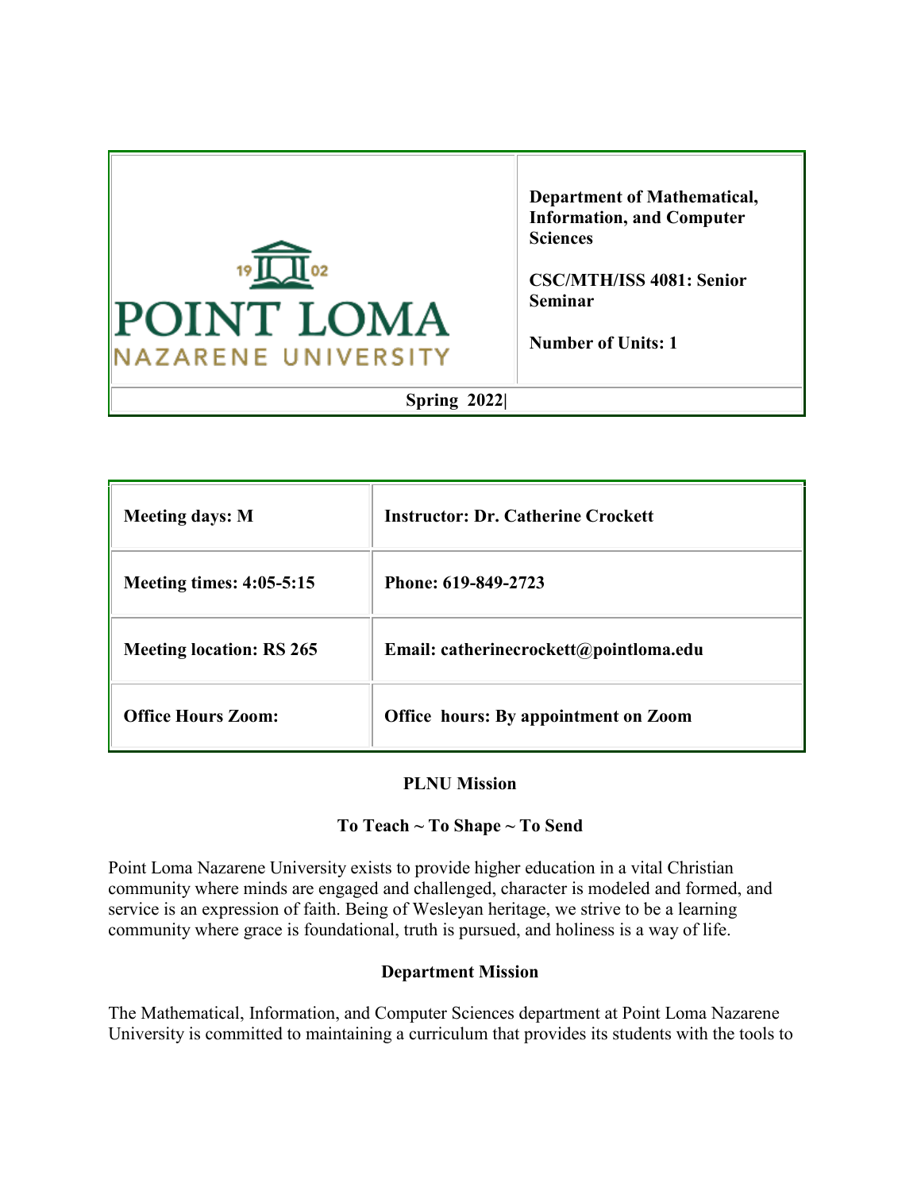| POINT LOMA NAZARENE UNIVERSITY | **Department of Mathematical, Information, and Computer Sciences**<br><br>**CSC/MTH/ISS 4081: Senior Seminar**<br><br>**Number of Units: 1** |
| --- | --- |
| **Spring 2022\|** | |

| **Meeting days: M** | **Instructor: Dr. Catherine Crockett** |
| --- | --- |
| **Meeting times: 4:05-5:15** | **Phone: 619-849-2723** |
| **Meeting location: RS 265** | **Email: catherinecrockett@pointloma.edu** |
| **Office Hours Zoom:** | **Office hours: By appointment on Zoom** |

**PLNU Mission**

**To Teach ~ To Shape ~ To Send**

Point Loma Nazarene University exists to provide higher education in a vital Christian community where minds are engaged and challenged, character is modeled and formed, and service is an expression of faith. Being of Wesleyan heritage, we strive to be a learning community where grace is foundational, truth is pursued, and holiness is a way of life.

**Department Mission**

The Mathematical, Information, and Computer Sciences department at Point Loma Nazarene University is committed to maintaining a curriculum that provides its students with the tools to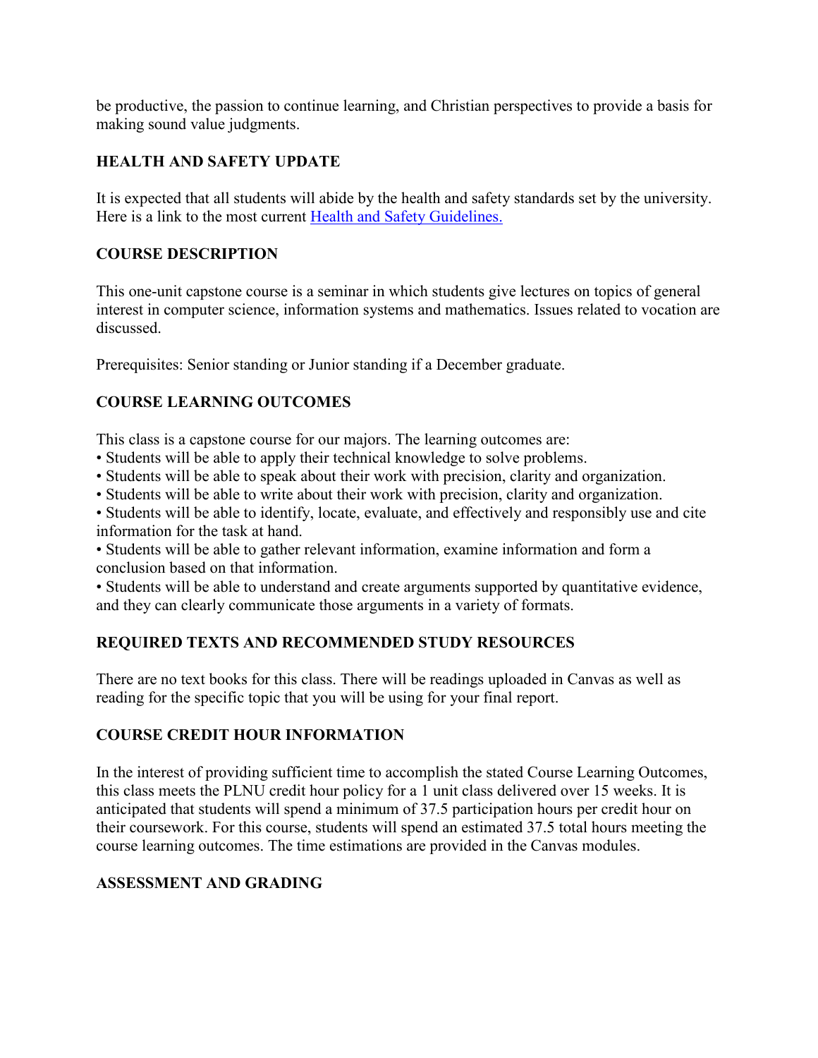be productive, the passion to continue learning, and Christian perspectives to provide a basis for making sound value judgments.

## HEALTH AND SAFETY UPDATE

It is expected that all students will abide by the health and safety standards set by the university. Here is a link to the most current Health and Safety Guidelines.

## COURSE DESCRIPTION

This one-unit capstone course is a seminar in which students give lectures on topics of general interest in computer science, information systems and mathematics. Issues related to vocation are discussed.

Prerequisites: Senior standing or Junior standing if a December graduate.

## COURSE LEARNING OUTCOMES

This class is a capstone course for our majors. The learning outcomes are:

- Students will be able to apply their technical knowledge to solve problems.
- Students will be able to speak about their work with precision, clarity and organization.
- Students will be able to write about their work with precision, clarity and organization.
- Students will be able to identify, locate, evaluate, and effectively and responsibly use and cite information for the task at hand.
- Students will be able to gather relevant information, examine information and form a conclusion based on that information.
- Students will be able to understand and create arguments supported by quantitative evidence, and they can clearly communicate those arguments in a variety of formats.

## REQUIRED TEXTS AND RECOMMENDED STUDY RESOURCES

There are no text books for this class. There will be readings uploaded in Canvas as well as reading for the specific topic that you will be using for your final report.

## COURSE CREDIT HOUR INFORMATION

In the interest of providing sufficient time to accomplish the stated Course Learning Outcomes, this class meets the PLNU credit hour policy for a 1 unit class delivered over 15 weeks. It is anticipated that students will spend a minimum of 37.5 participation hours per credit hour on their coursework. For this course, students will spend an estimated 37.5 total hours meeting the course learning outcomes. The time estimations are provided in the Canvas modules.

## ASSESSMENT AND GRADING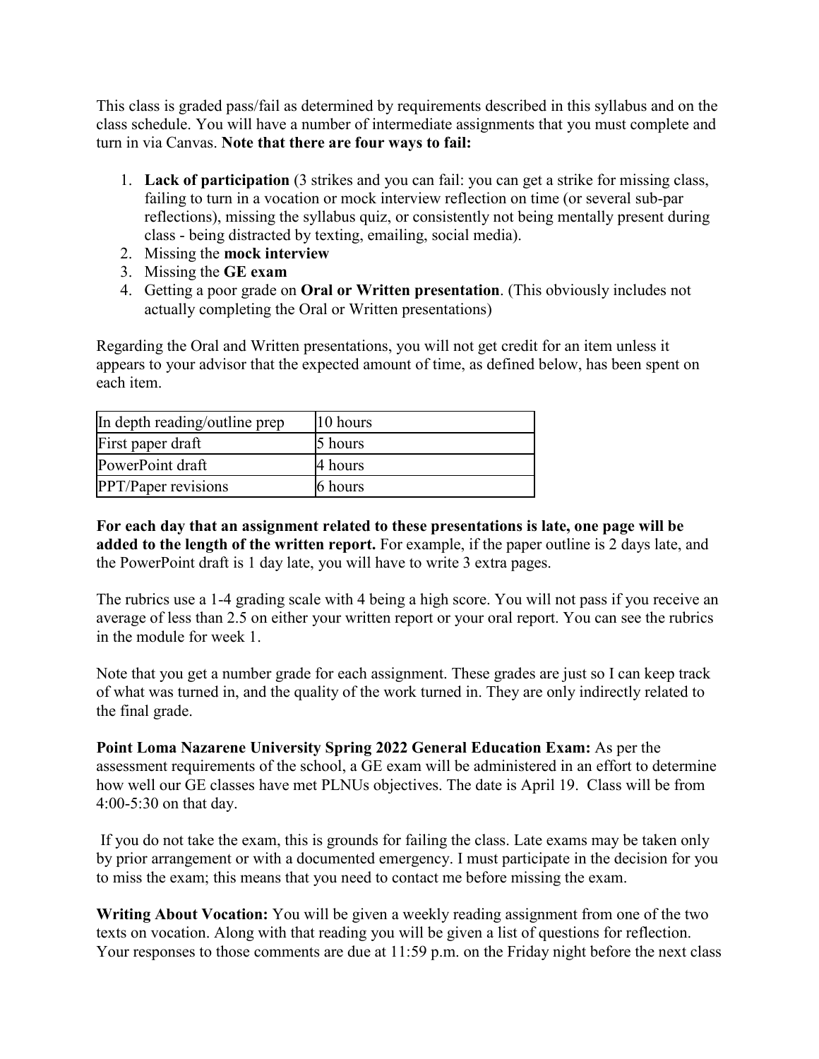This class is graded pass/fail as determined by requirements described in this syllabus and on the class schedule. You will have a number of intermediate assignments that you must complete and turn in via Canvas. **Note that there are four ways to fail:**

1. **Lack of participation** (3 strikes and you can fail: you can get a strike for missing class, failing to turn in a vocation or mock interview reflection on time (or several sub-par reflections), missing the syllabus quiz, or consistently not being mentally present during class - being distracted by texting, emailing, social media).
2. Missing the **mock interview**
3. Missing the **GE exam**
4. Getting a poor grade on **Oral or Written presentation**. (This obviously includes not actually completing the Oral or Written presentations)

Regarding the Oral and Written presentations, you will not get credit for an item unless it appears to your advisor that the expected amount of time, as defined below, has been spent on each item.

| | |
|---|---|
| In depth reading/outline prep | 10 hours |
| First paper draft | 5 hours |
| PowerPoint draft | 4 hours |
| PPT/Paper revisions | 6 hours |

**For each day that an assignment related to these presentations is late, one page will be added to the length of the written report.** For example, if the paper outline is 2 days late, and the PowerPoint draft is 1 day late, you will have to write 3 extra pages.

The rubrics use a 1-4 grading scale with 4 being a high score. You will not pass if you receive an average of less than 2.5 on either your written report or your oral report. You can see the rubrics in the module for week 1.

Note that you get a number grade for each assignment. These grades are just so I can keep track of what was turned in, and the quality of the work turned in. They are only indirectly related to the final grade.

**Point Loma Nazarene University Spring 2022 General Education Exam:** As per the assessment requirements of the school, a GE exam will be administered in an effort to determine how well our GE classes have met PLNUs objectives. The date is April 19. Class will be from 4:00-5:30 on that day.

If you do not take the exam, this is grounds for failing the class. Late exams may be taken only by prior arrangement or with a documented emergency. I must participate in the decision for you to miss the exam; this means that you need to contact me before missing the exam.

**Writing About Vocation:** You will be given a weekly reading assignment from one of the two texts on vocation. Along with that reading you will be given a list of questions for reflection. Your responses to those comments are due at 11:59 p.m. on the Friday night before the next class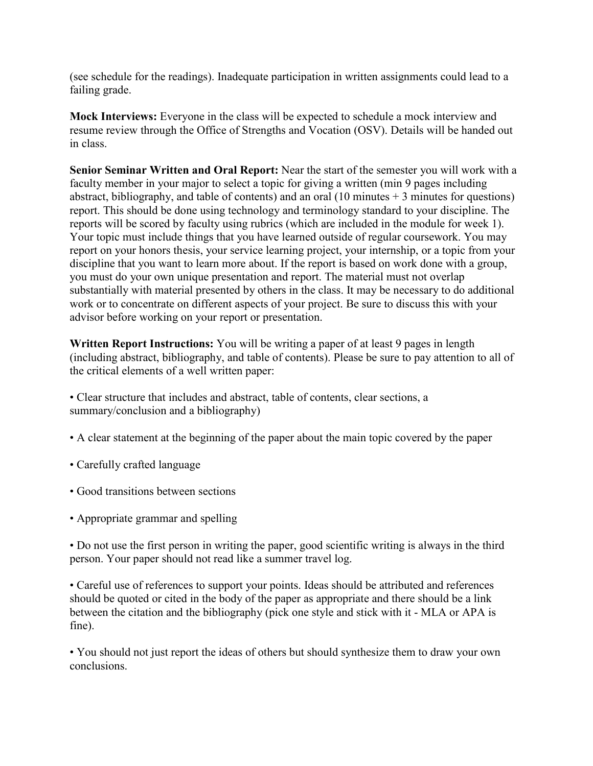(see schedule for the readings). Inadequate participation in written assignments could lead to a failing grade.

**Mock Interviews:** Everyone in the class will be expected to schedule a mock interview and resume review through the Office of Strengths and Vocation (OSV). Details will be handed out in class.

**Senior Seminar Written and Oral Report:** Near the start of the semester you will work with a faculty member in your major to select a topic for giving a written (min 9 pages including abstract, bibliography, and table of contents) and an oral (10 minutes + 3 minutes for questions) report. This should be done using technology and terminology standard to your discipline. The reports will be scored by faculty using rubrics (which are included in the module for week 1). Your topic must include things that you have learned outside of regular coursework. You may report on your honors thesis, your service learning project, your internship, or a topic from your discipline that you want to learn more about. If the report is based on work done with a group, you must do your own unique presentation and report. The material must not overlap substantially with material presented by others in the class. It may be necessary to do additional work or to concentrate on different aspects of your project. Be sure to discuss this with your advisor before working on your report or presentation.

**Written Report Instructions:** You will be writing a paper of at least 9 pages in length (including abstract, bibliography, and table of contents). Please be sure to pay attention to all of the critical elements of a well written paper:

- Clear structure that includes and abstract, table of contents, clear sections, a summary/conclusion and a bibliography)
- A clear statement at the beginning of the paper about the main topic covered by the paper
- Carefully crafted language
- Good transitions between sections
- Appropriate grammar and spelling
- Do not use the first person in writing the paper, good scientific writing is always in the third person. Your paper should not read like a summer travel log.
- Careful use of references to support your points. Ideas should be attributed and references should be quoted or cited in the body of the paper as appropriate and there should be a link between the citation and the bibliography (pick one style and stick with it - MLA or APA is fine).
- You should not just report the ideas of others but should synthesize them to draw your own conclusions.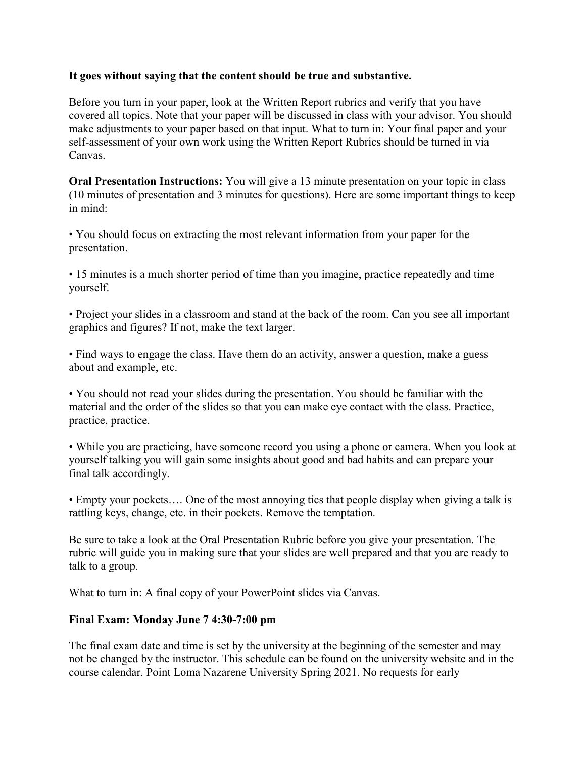**It goes without saying that the content should be true and substantive.**

Before you turn in your paper, look at the Written Report rubrics and verify that you have covered all topics. Note that your paper will be discussed in class with your advisor. You should make adjustments to your paper based on that input. What to turn in: Your final paper and your self-assessment of your own work using the Written Report Rubrics should be turned in via Canvas.

**Oral Presentation Instructions:** You will give a 13 minute presentation on your topic in class (10 minutes of presentation and 3 minutes for questions). Here are some important things to keep in mind:

• You should focus on extracting the most relevant information from your paper for the presentation.

• 15 minutes is a much shorter period of time than you imagine, practice repeatedly and time yourself.

• Project your slides in a classroom and stand at the back of the room. Can you see all important graphics and figures? If not, make the text larger.

• Find ways to engage the class. Have them do an activity, answer a question, make a guess about and example, etc.

• You should not read your slides during the presentation. You should be familiar with the material and the order of the slides so that you can make eye contact with the class. Practice, practice, practice.

• While you are practicing, have someone record you using a phone or camera. When you look at yourself talking you will gain some insights about good and bad habits and can prepare your final talk accordingly.

• Empty your pockets…. One of the most annoying tics that people display when giving a talk is rattling keys, change, etc. in their pockets. Remove the temptation.

Be sure to take a look at the Oral Presentation Rubric before you give your presentation. The rubric will guide you in making sure that your slides are well prepared and that you are ready to talk to a group.

What to turn in: A final copy of your PowerPoint slides via Canvas.

**Final Exam: Monday June 7 4:30-7:00 pm**

The final exam date and time is set by the university at the beginning of the semester and may not be changed by the instructor. This schedule can be found on the university website and in the course calendar. Point Loma Nazarene University Spring 2021. No requests for early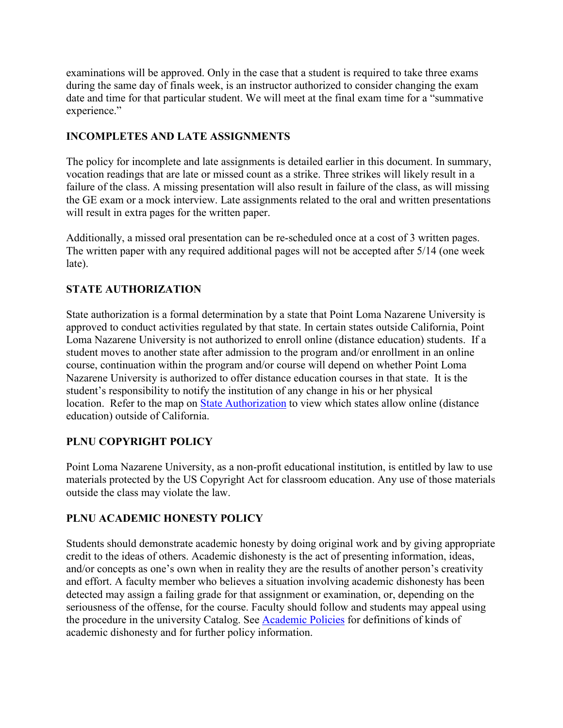examinations will be approved. Only in the case that a student is required to take three exams during the same day of finals week, is an instructor authorized to consider changing the exam date and time for that particular student. We will meet at the final exam time for a "summative experience."

## INCOMPLETES AND LATE ASSIGNMENTS

The policy for incomplete and late assignments is detailed earlier in this document. In summary, vocation readings that are late or missed count as a strike. Three strikes will likely result in a failure of the class. A missing presentation will also result in failure of the class, as will missing the GE exam or a mock interview. Late assignments related to the oral and written presentations will result in extra pages for the written paper.

Additionally, a missed oral presentation can be re-scheduled once at a cost of 3 written pages. The written paper with any required additional pages will not be accepted after 5/14 (one week late).

## STATE AUTHORIZATION

State authorization is a formal determination by a state that Point Loma Nazarene University is approved to conduct activities regulated by that state. In certain states outside California, Point Loma Nazarene University is not authorized to enroll online (distance education) students. If a student moves to another state after admission to the program and/or enrollment in an online course, continuation within the program and/or course will depend on whether Point Loma Nazarene University is authorized to offer distance education courses in that state. It is the student's responsibility to notify the institution of any change in his or her physical location. Refer to the map on State Authorization to view which states allow online (distance education) outside of California.

## PLNU COPYRIGHT POLICY

Point Loma Nazarene University, as a non-profit educational institution, is entitled by law to use materials protected by the US Copyright Act for classroom education. Any use of those materials outside the class may violate the law.

## PLNU ACADEMIC HONESTY POLICY

Students should demonstrate academic honesty by doing original work and by giving appropriate credit to the ideas of others. Academic dishonesty is the act of presenting information, ideas, and/or concepts as one's own when in reality they are the results of another person's creativity and effort. A faculty member who believes a situation involving academic dishonesty has been detected may assign a failing grade for that assignment or examination, or, depending on the seriousness of the offense, for the course. Faculty should follow and students may appeal using the procedure in the university Catalog. See Academic Policies for definitions of kinds of academic dishonesty and for further policy information.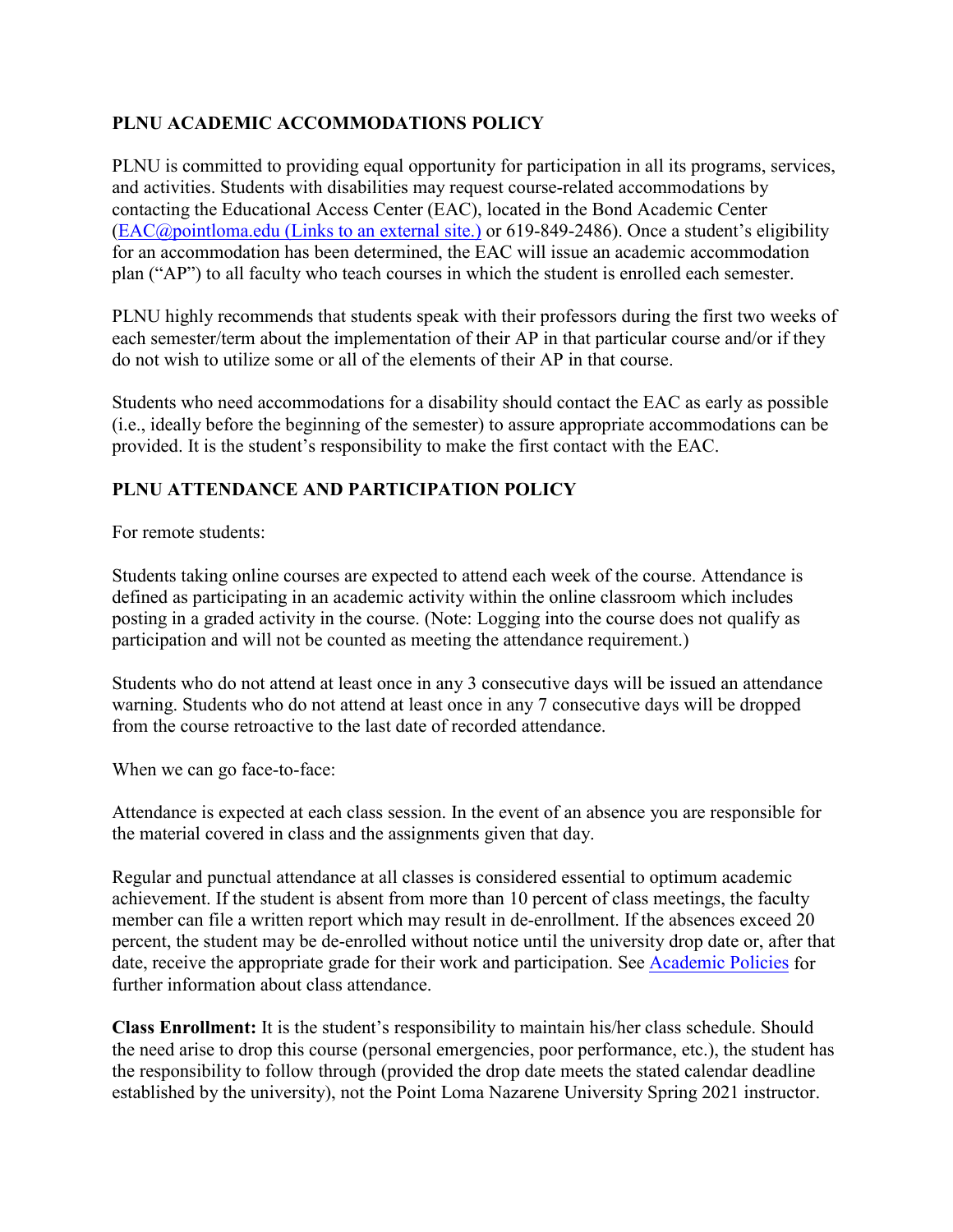## PLNU ACADEMIC ACCOMMODATIONS POLICY

PLNU is committed to providing equal opportunity for participation in all its programs, services, and activities. Students with disabilities may request course-related accommodations by contacting the Educational Access Center (EAC), located in the Bond Academic Center ([EAC@pointloma.edu (Links to an external site.)](mailto:EAC@pointloma.edu) or 619-849-2486). Once a student's eligibility for an accommodation has been determined, the EAC will issue an academic accommodation plan ("AP") to all faculty who teach courses in which the student is enrolled each semester.

PLNU highly recommends that students speak with their professors during the first two weeks of each semester/term about the implementation of their AP in that particular course and/or if they do not wish to utilize some or all of the elements of their AP in that course.

Students who need accommodations for a disability should contact the EAC as early as possible (i.e., ideally before the beginning of the semester) to assure appropriate accommodations can be provided. It is the student's responsibility to make the first contact with the EAC.

## PLNU ATTENDANCE AND PARTICIPATION POLICY

For remote students:

Students taking online courses are expected to attend each week of the course. Attendance is defined as participating in an academic activity within the online classroom which includes posting in a graded activity in the course. (Note: Logging into the course does not qualify as participation and will not be counted as meeting the attendance requirement.)

Students who do not attend at least once in any 3 consecutive days will be issued an attendance warning. Students who do not attend at least once in any 7 consecutive days will be dropped from the course retroactive to the last date of recorded attendance.

When we can go face-to-face:

Attendance is expected at each class session. In the event of an absence you are responsible for the material covered in class and the assignments given that day.

Regular and punctual attendance at all classes is considered essential to optimum academic achievement. If the student is absent from more than 10 percent of class meetings, the faculty member can file a written report which may result in de-enrollment. If the absences exceed 20 percent, the student may be de-enrolled without notice until the university drop date or, after that date, receive the appropriate grade for their work and participation. See Academic Policies for further information about class attendance.

**Class Enrollment:** It is the student's responsibility to maintain his/her class schedule. Should the need arise to drop this course (personal emergencies, poor performance, etc.), the student has the responsibility to follow through (provided the drop date meets the stated calendar deadline established by the university), not the Point Loma Nazarene University Spring 2021 instructor.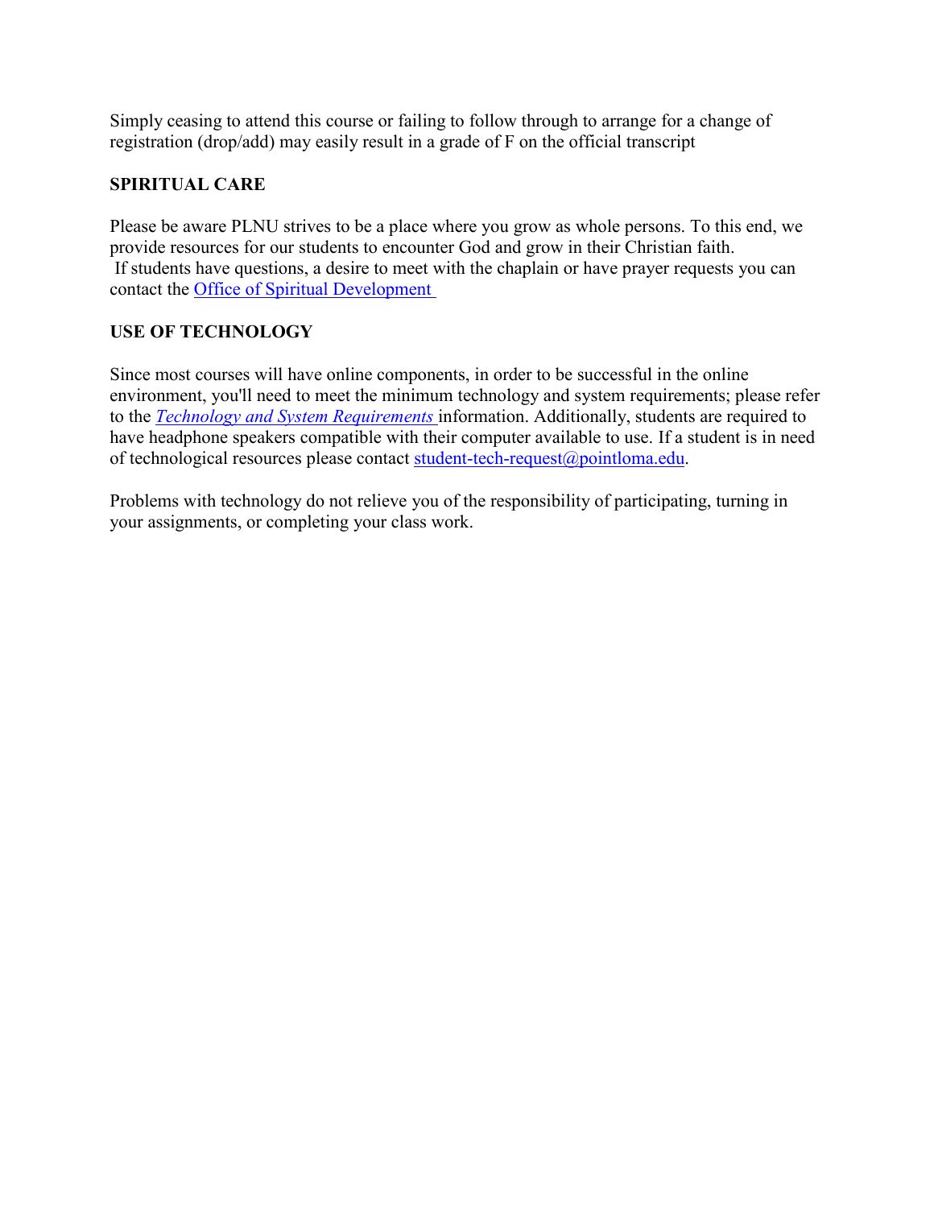Simply ceasing to attend this course or failing to follow through to arrange for a change of registration (drop/add) may easily result in a grade of F on the official transcript

**SPIRITUAL CARE**

Please be aware PLNU strives to be a place where you grow as whole persons. To this end, we provide resources for our students to encounter God and grow in their Christian faith.
If students have questions, a desire to meet with the chaplain or have prayer requests you can contact the Office of Spiritual Development

**USE OF TECHNOLOGY**

Since most courses will have online components, in order to be successful in the online environment, you'll need to meet the minimum technology and system requirements; please refer to the *Technology and System Requirements* information. Additionally, students are required to have headphone speakers compatible with their computer available to use. If a student is in need of technological resources please contact student-tech-request@pointloma.edu.

Problems with technology do not relieve you of the responsibility of participating, turning in your assignments, or completing your class work.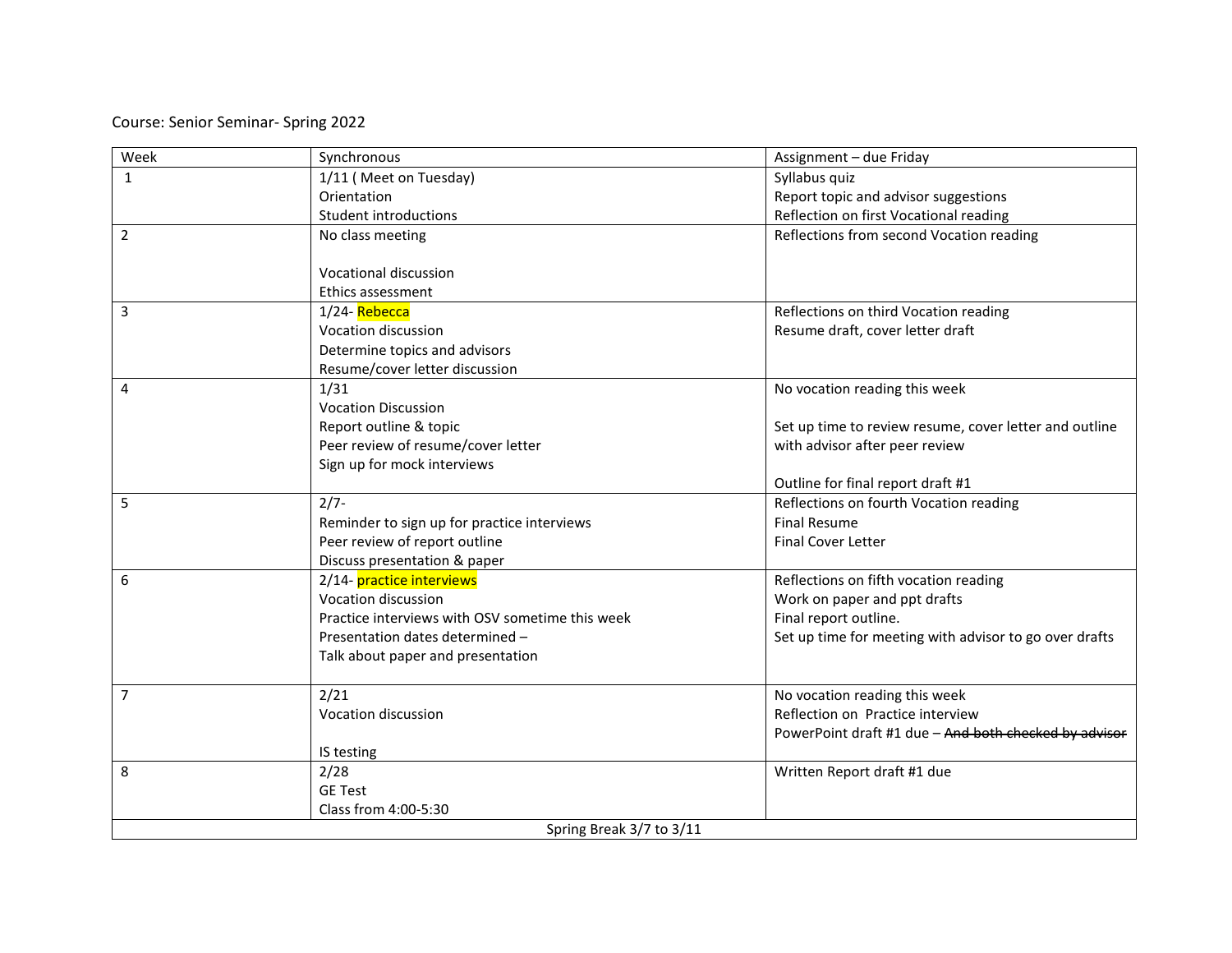Course: Senior Seminar- Spring 2022

| Week | Synchronous | Assignment – due Friday |
|---|---|---|
| 1 | 1/11 ( Meet on Tuesday)<br>Orientation<br>Student introductions | Syllabus quiz<br>Report topic and advisor suggestions<br>Reflection on first Vocational reading |
| 2 | No class meeting<br><br>Vocational discussion<br>Ethics assessment | Reflections from second Vocation reading |
| 3 | 1/24- Rebecca<br>Vocation discussion<br>Determine topics and advisors<br>Resume/cover letter discussion | Reflections on third Vocation reading<br>Resume draft, cover letter draft |
| 4 | 1/31<br>Vocation Discussion<br>Report outline & topic<br>Peer review of resume/cover letter<br>Sign up for mock interviews | No vocation reading this week<br><br>Set up time to review resume, cover letter and outline with advisor after peer review<br><br>Outline for final report draft #1 |
| 5 | 2/7-<br>Reminder to sign up for practice interviews<br>Peer review of report outline<br>Discuss presentation & paper | Reflections on fourth Vocation reading<br>Final Resume<br>Final Cover Letter |
| 6 | 2/14- practice interviews<br>Vocation discussion<br>Practice interviews with OSV sometime this week<br>Presentation dates determined –<br>Talk about paper and presentation | Reflections on fifth vocation reading<br>Work on paper and ppt drafts<br>Final report outline.<br>Set up time for meeting with advisor to go over drafts |
| 7 | 2/21<br>Vocation discussion<br><br>IS testing | No vocation reading this week<br>Reflection on Practice interview<br>PowerPoint draft #1 due – ~~And both checked by advisor~~ |
| 8 | 2/28<br>GE Test<br>Class from 4:00-5:30 | Written Report draft #1 due |
| Spring Break 3/7 to 3/11 | | |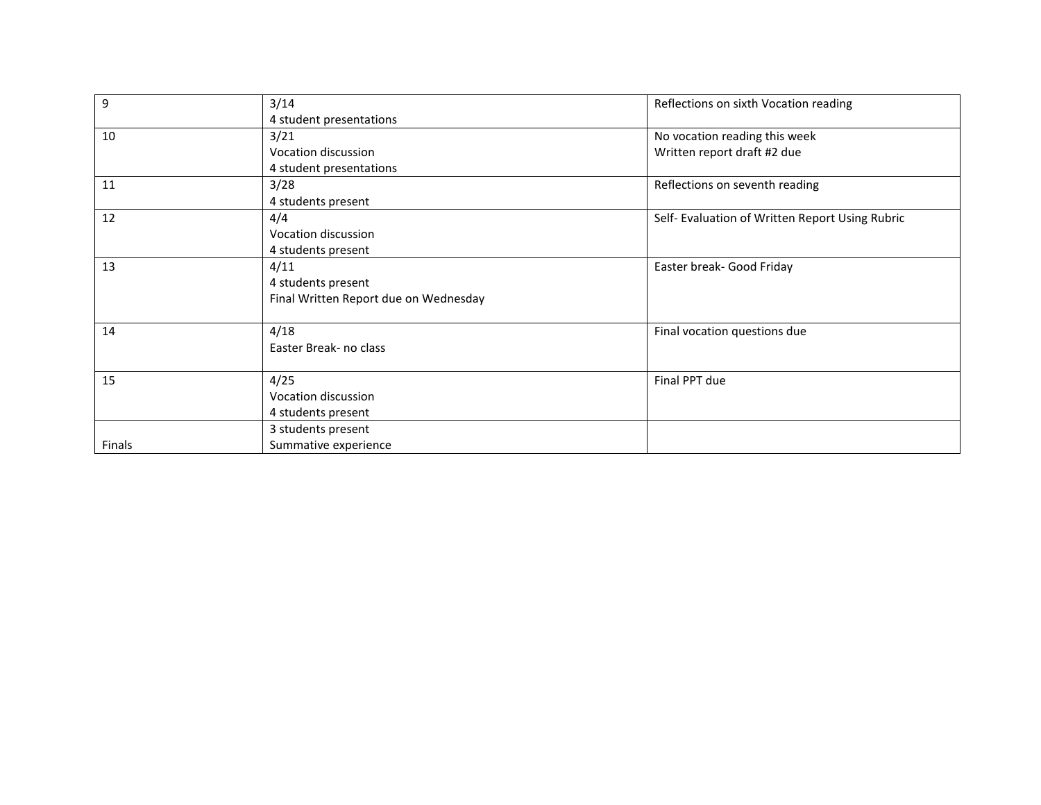| | | |
|---|---|---|
| 9 | 3/14<br>4 student presentations | Reflections on sixth Vocation reading |
| 10 | 3/21<br>Vocation discussion<br>4 student presentations | No vocation reading this week<br>Written report draft #2 due |
| 11 | 3/28<br>4 students present | Reflections on seventh reading |
| 12 | 4/4<br>Vocation discussion<br>4 students present | Self- Evaluation of Written Report Using Rubric |
| 13 | 4/11<br>4 students present<br>Final Written Report due on Wednesday | Easter break- Good Friday |
| 14 | 4/18<br>Easter Break- no class | Final vocation questions due |
| 15 | 4/25<br>Vocation discussion<br>4 students present | Final PPT due |
| Finals | 3 students present<br>Summative experience | |